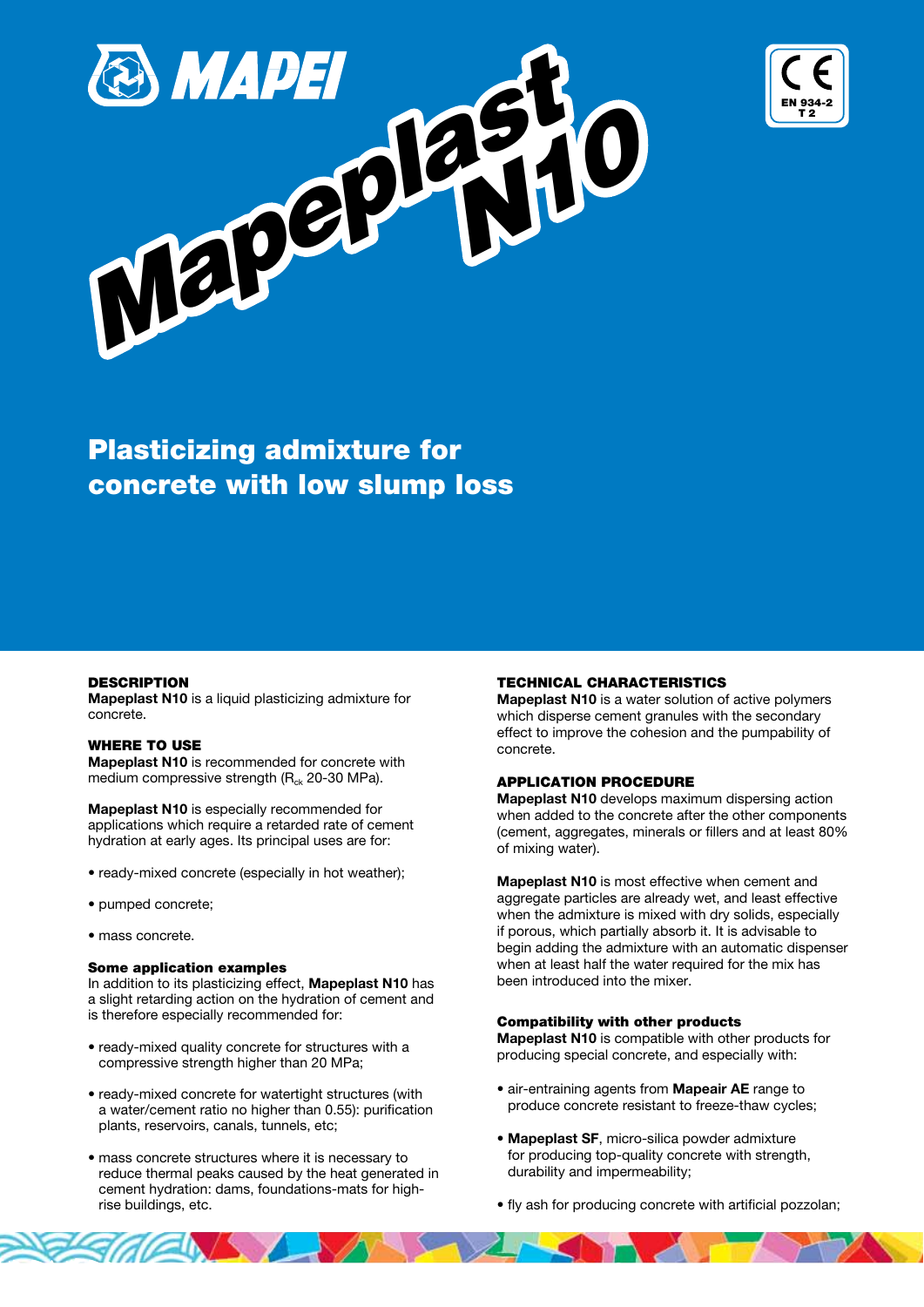MAPEI

# Mapeplast N10

EN 934-2 T 2

## Plasticizing admixture for concrete with low slump loss

### DESCRIPTION

**Mapeplast N10** is a liquid plasticizing admixture for concrete.

### WHERE TO USE

**Mapeplast N10** is recommended for concrete with medium compressive strength ($R_{ck}$ 20-30 MPa).

**Mapeplast N10** is especially recommended for applications which require a retarded rate of cement hydration at early ages. Its principal uses are for:

- ready-mixed concrete (especially in hot weather);
- pumped concrete;
- mass concrete.

#### Some application examples

In addition to its plasticizing effect, **Mapeplast N10** has a slight retarding action on the hydration of cement and is therefore especially recommended for:

- ready-mixed quality concrete for structures with a compressive strength higher than 20 MPa;
- ready-mixed concrete for watertight structures (with a water/cement ratio no higher than 0.55): purification plants, reservoirs, canals, tunnels, etc;
- mass concrete structures where it is necessary to reduce thermal peaks caused by the heat generated in cement hydration: dams, foundations-mats for high-rise buildings, etc.

### TECHNICAL CHARACTERISTICS

**Mapeplast N10** is a water solution of active polymers which disperse cement granules with the secondary effect to improve the cohesion and the pumpability of concrete.

### APPLICATION PROCEDURE

**Mapeplast N10** develops maximum dispersing action when added to the concrete after the other components (cement, aggregates, minerals or fillers and at least 80% of mixing water).

**Mapeplast N10** is most effective when cement and aggregate particles are already wet, and least effective when the admixture is mixed with dry solids, especially if porous, which partially absorb it. It is advisable to begin adding the admixture with an automatic dispenser when at least half the water required for the mix has been introduced into the mixer.

#### Compatibility with other products

**Mapeplast N10** is compatible with other products for producing special concrete, and especially with:

- air-entraining agents from **Mapeair AE** range to produce concrete resistant to freeze-thaw cycles;
- **Mapeplast SF**, micro-silica powder admixture for producing top-quality concrete with strength, durability and impermeability;
- fly ash for producing concrete with artificial pozzolan;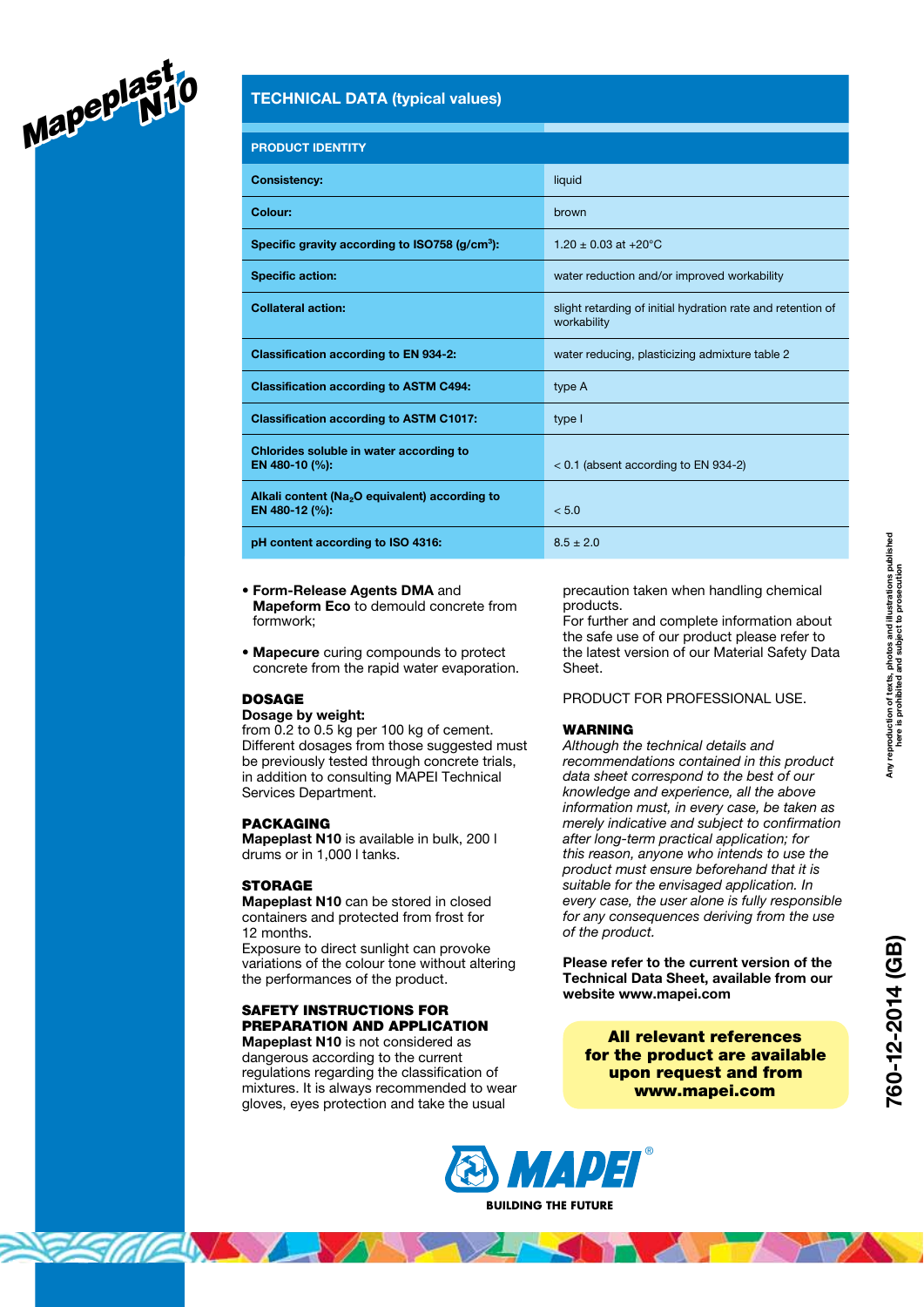## TECHNICAL DATA (typical values)

| PRODUCT IDENTITY | |
|---|---|
| **Consistency:** | liquid |
| **Colour:** | brown |
| **Specific gravity according to ISO758 (g/cm³):** | 1.20 ± 0.03 at +20°C |
| **Specific action:** | water reduction and/or improved workability |
| **Collateral action:** | slight retarding of initial hydration rate and retention of workability |
| **Classification according to EN 934-2:** | water reducing, plasticizing admixture table 2 |
| **Classification according to ASTM C494:** | type A |
| **Classification according to ASTM C1017:** | type I |
| **Chlorides soluble in water according to EN 480-10 (%):** | < 0.1 (absent according to EN 934-2) |
| **Alkali content ($Na_2O$ equivalent) according to EN 480-12 (%):** | < 5.0 |
| **pH content according to ISO 4316:** | 8.5 ± 2.0 |

- **Form-Release Agents DMA** and **Mapeform Eco** to demould concrete from formwork;
- **Mapecure** curing compounds to protect concrete from the rapid water evaporation.

### DOSAGE

**Dosage by weight:**
from 0.2 to 0.5 kg per 100 kg of cement. Different dosages from those suggested must be previously tested through concrete trials, in addition to consulting MAPEI Technical Services Department.

### PACKAGING

**Mapeplast N10** is available in bulk, 200 l drums or in 1,000 l tanks.

### STORAGE

**Mapeplast N10** can be stored in closed containers and protected from frost for 12 months.
Exposure to direct sunlight can provoke variations of the colour tone without altering the performances of the product.

### SAFETY INSTRUCTIONS FOR PREPARATION AND APPLICATION

**Mapeplast N10** is not considered as dangerous according to the current regulations regarding the classification of mixtures. It is always recommended to wear gloves, eyes protection and take the usual precaution taken when handling chemical products.
For further and complete information about the safe use of our product please refer to the latest version of our Material Safety Data Sheet.

PRODUCT FOR PROFESSIONAL USE.

### WARNING

*Although the technical details and recommendations contained in this product data sheet correspond to the best of our knowledge and experience, all the above information must, in every case, be taken as merely indicative and subject to confirmation after long-term practical application; for this reason, anyone who intends to use the product must ensure beforehand that it is suitable for the envisaged application. In every case, the user alone is fully responsible for any consequences deriving from the use of the product.*

**Please refer to the current version of the Technical Data Sheet, available from our website www.mapei.com**

**All relevant references for the product are available upon request and from www.mapei.com**

Any reproduction of texts, photos and illustrations published here is prohibited and subject to prosecution

760-12-2014 (GB)